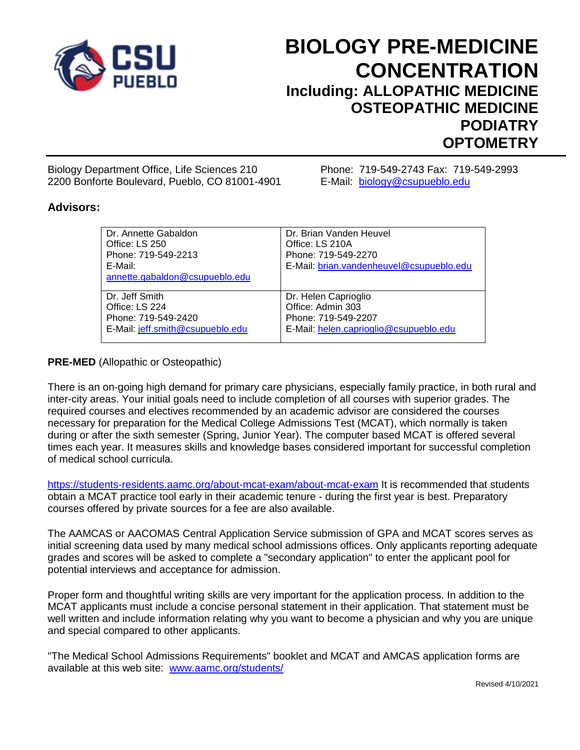CSU PUEBLO

# BIOLOGY PRE-MEDICINE CONCENTRATION

## Including: ALLOPATHIC MEDICINE OSTEOPATHIC MEDICINE PODIATRY OPTOMETRY

Biology Department Office, Life Sciences 210
2200 Bonforte Boulevard, Pueblo, CO 81001-4901

Phone: 719-549-2743 Fax: 719-549-2993
E-Mail: biology@csupueblo.edu

**Advisors:**

| | |
|---|---|
| Dr. Annette Gabaldon<br>Office: LS 250<br>Phone: 719-549-2213<br>E-Mail: annette.gabaldon@csupueblo.edu | Dr. Brian Vanden Heuvel<br>Office: LS 210A<br>Phone: 719-549-2270<br>E-Mail: brian.vandenheuvel@csupueblo.edu |
| Dr. Jeff Smith<br>Office: LS 224<br>Phone: 719-549-2420<br>E-Mail: jeff.smith@csupueblo.edu | Dr. Helen Caprioglio<br>Office: Admin 303<br>Phone: 719-549-2207<br>E-Mail: helen.caprioglio@csupueblo.edu |

**PRE-MED** (Allopathic or Osteopathic)

There is an on-going high demand for primary care physicians, especially family practice, in both rural and inter-city areas. Your initial goals need to include completion of all courses with superior grades. The required courses and electives recommended by an academic advisor are considered the courses necessary for preparation for the Medical College Admissions Test (MCAT), which normally is taken during or after the sixth semester (Spring, Junior Year). The computer based MCAT is offered several times each year. It measures skills and knowledge bases considered important for successful completion of medical school curricula.

https://students-residents.aamc.org/about-mcat-exam/about-mcat-exam It is recommended that students obtain a MCAT practice tool early in their academic tenure - during the first year is best. Preparatory courses offered by private sources for a fee are also available.

The AAMCAS or AACOMAS Central Application Service submission of GPA and MCAT scores serves as initial screening data used by many medical school admissions offices. Only applicants reporting adequate grades and scores will be asked to complete a "secondary application" to enter the applicant pool for potential interviews and acceptance for admission.

Proper form and thoughtful writing skills are very important for the application process. In addition to the MCAT applicants must include a concise personal statement in their application. That statement must be well written and include information relating why you want to become a physician and why you are unique and special compared to other applicants.

"The Medical School Admissions Requirements" booklet and MCAT and AMCAS application forms are available at this web site: www.aamc.org/students/

Revised 4/10/2021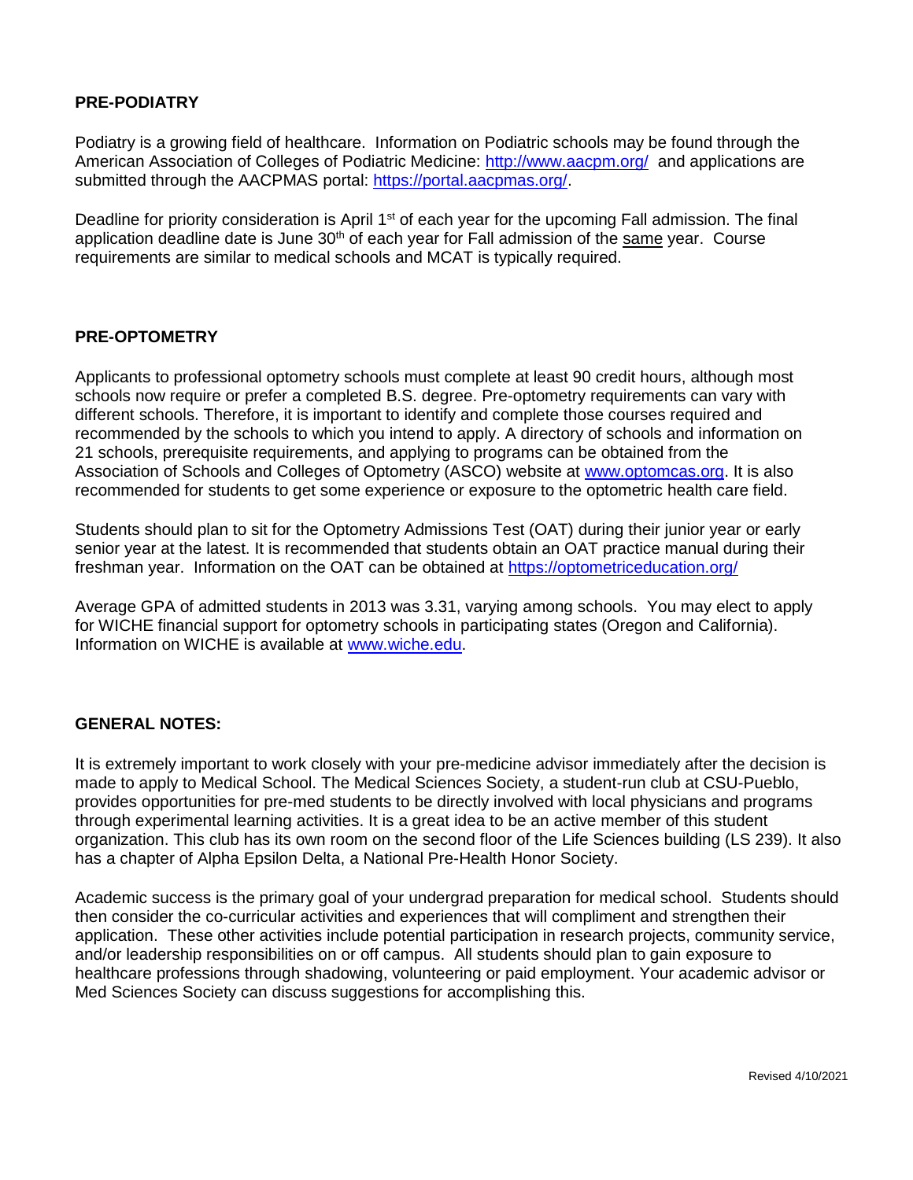## PRE-PODIATRY

Podiatry is a growing field of healthcare. Information on Podiatric schools may be found through the American Association of Colleges of Podiatric Medicine: http://www.aacpm.org/ and applications are submitted through the AACPMAS portal: https://portal.aacpmas.org/.

Deadline for priority consideration is April 1st of each year for the upcoming Fall admission. The final application deadline date is June 30th of each year for Fall admission of the same year. Course requirements are similar to medical schools and MCAT is typically required.

## PRE-OPTOMETRY

Applicants to professional optometry schools must complete at least 90 credit hours, although most schools now require or prefer a completed B.S. degree. Pre-optometry requirements can vary with different schools. Therefore, it is important to identify and complete those courses required and recommended by the schools to which you intend to apply. A directory of schools and information on 21 schools, prerequisite requirements, and applying to programs can be obtained from the Association of Schools and Colleges of Optometry (ASCO) website at www.optomcas.org. It is also recommended for students to get some experience or exposure to the optometric health care field.

Students should plan to sit for the Optometry Admissions Test (OAT) during their junior year or early senior year at the latest. It is recommended that students obtain an OAT practice manual during their freshman year. Information on the OAT can be obtained at https://optometriceducation.org/

Average GPA of admitted students in 2013 was 3.31, varying among schools. You may elect to apply for WICHE financial support for optometry schools in participating states (Oregon and California). Information on WICHE is available at www.wiche.edu.

## GENERAL NOTES:

It is extremely important to work closely with your pre-medicine advisor immediately after the decision is made to apply to Medical School. The Medical Sciences Society, a student-run club at CSU-Pueblo, provides opportunities for pre-med students to be directly involved with local physicians and programs through experimental learning activities. It is a great idea to be an active member of this student organization. This club has its own room on the second floor of the Life Sciences building (LS 239). It also has a chapter of Alpha Epsilon Delta, a National Pre-Health Honor Society.

Academic success is the primary goal of your undergrad preparation for medical school. Students should then consider the co-curricular activities and experiences that will compliment and strengthen their application. These other activities include potential participation in research projects, community service, and/or leadership responsibilities on or off campus. All students should plan to gain exposure to healthcare professions through shadowing, volunteering or paid employment. Your academic advisor or Med Sciences Society can discuss suggestions for accomplishing this.

Revised 4/10/2021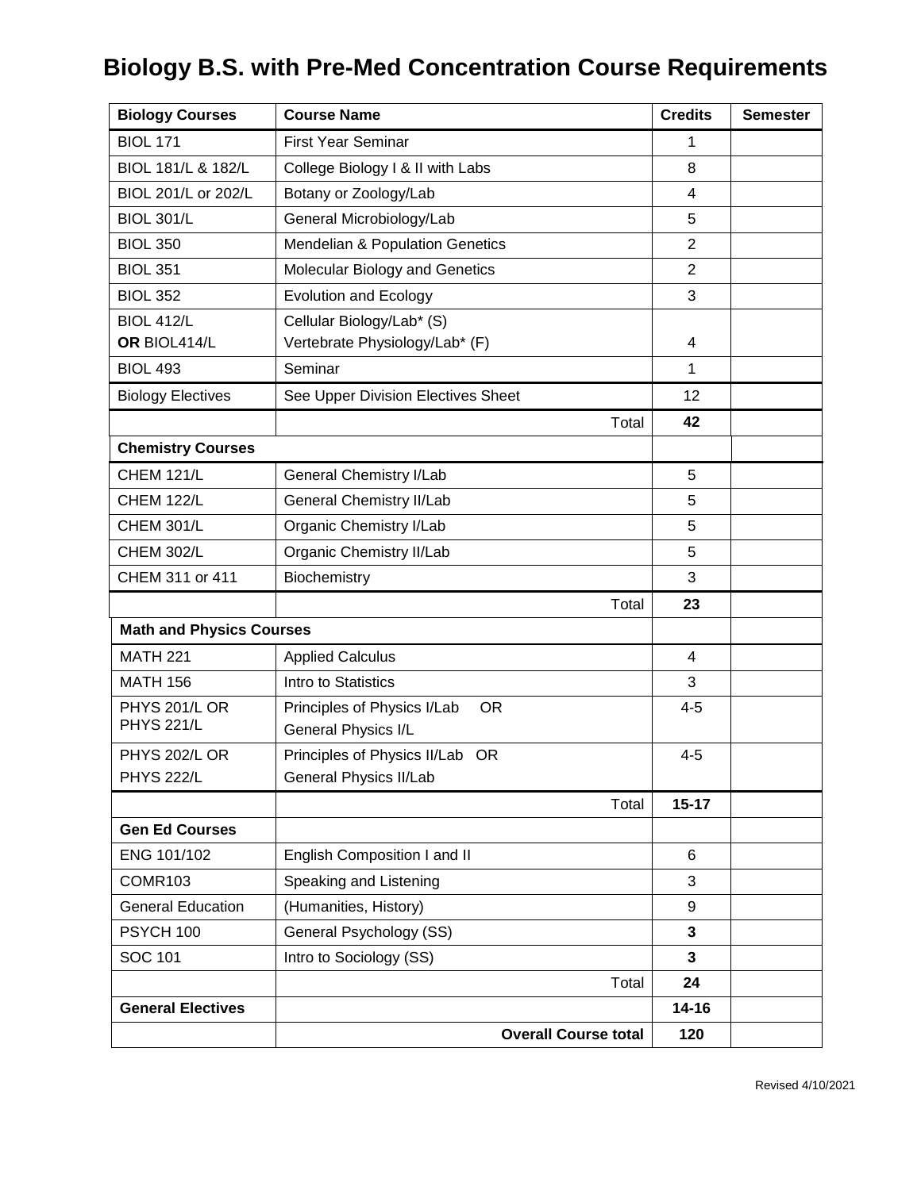# Biology B.S. with Pre-Med Concentration Course Requirements

| Biology Courses | Course Name | Credits | Semester |
|---|---|---|---|
| BIOL 171 | First Year Seminar | 1 | |
| BIOL 181/L & 182/L | College Biology I & II with Labs | 8 | |
| BIOL 201/L or 202/L | Botany or Zoology/Lab | 4 | |
| BIOL 301/L | General Microbiology/Lab | 5 | |
| BIOL 350 | Mendelian & Population Genetics | 2 | |
| BIOL 351 | Molecular Biology and Genetics | 2 | |
| BIOL 352 | Evolution and Ecology | 3 | |
| BIOL 412/L **OR** BIOL414/L | Cellular Biology/Lab* (S) Vertebrate Physiology/Lab* (F) | 4 | |
| BIOL 493 | Seminar | 1 | |
| Biology Electives | See Upper Division Electives Sheet | 12 | |
| | Total | **42** | |
| **Chemistry Courses** | | | |
| CHEM 121/L | General Chemistry I/Lab | 5 | |
| CHEM 122/L | General Chemistry II/Lab | 5 | |
| CHEM 301/L | Organic Chemistry I/Lab | 5 | |
| CHEM 302/L | Organic Chemistry II/Lab | 5 | |
| CHEM 311 or 411 | Biochemistry | 3 | |
| | Total | **23** | |
| **Math and Physics Courses** | | | |
| MATH 221 | Applied Calculus | 4 | |
| MATH 156 | Intro to Statistics | 3 | |
| PHYS 201/L OR PHYS 221/L | Principles of Physics I/Lab OR General Physics I/L | 4-5 | |
| PHYS 202/L OR PHYS 222/L | Principles of Physics II/Lab OR General Physics II/Lab | 4-5 | |
| | Total | **15-17** | |
| **Gen Ed Courses** | | | |
| ENG 101/102 | English Composition I and II | 6 | |
| COMR103 | Speaking and Listening | 3 | |
| General Education | (Humanities, History) | 9 | |
| PSYCH 100 | General Psychology (SS) | **3** | |
| SOC 101 | Intro to Sociology (SS) | **3** | |
| | Total | **24** | |
| **General Electives** | | **14-16** | |
| | **Overall Course total** | **120** | |

Revised 4/10/2021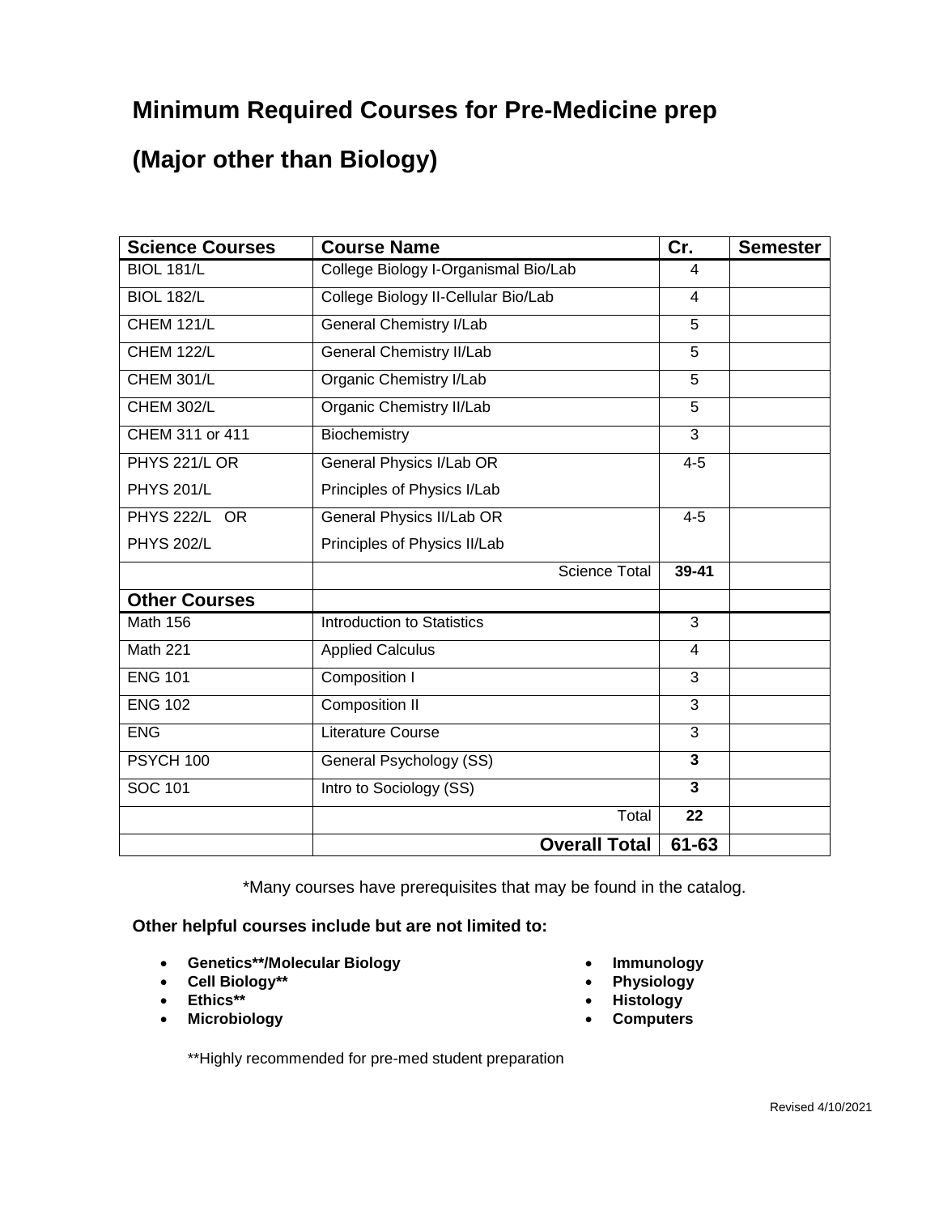# Minimum Required Courses for Pre-Medicine prep

# (Major other than Biology)

| Science Courses | Course Name | Cr. | Semester |
|---|---|---|---|
| BIOL 181/L | College Biology I-Organismal Bio/Lab | 4 | |
| BIOL 182/L | College Biology II-Cellular Bio/Lab | 4 | |
| CHEM 121/L | General Chemistry I/Lab | 5 | |
| CHEM 122/L | General Chemistry II/Lab | 5 | |
| CHEM 301/L | Organic Chemistry I/Lab | 5 | |
| CHEM 302/L | Organic Chemistry II/Lab | 5 | |
| CHEM 311 or 411 | Biochemistry | 3 | |
| PHYS 221/L OR<br>PHYS 201/L | General Physics I/Lab OR<br>Principles of Physics I/Lab | 4-5 | |
| PHYS 222/L OR<br>PHYS 202/L | General Physics II/Lab OR<br>Principles of Physics II/Lab | 4-5 | |
| | Science Total | **39-41** | |
| **Other Courses** | | | |
| Math 156 | Introduction to Statistics | 3 | |
| Math 221 | Applied Calculus | 4 | |
| ENG 101 | Composition I | 3 | |
| ENG 102 | Composition II | 3 | |
| ENG | Literature Course | 3 | |
| PSYCH 100 | General Psychology (SS) | **3** | |
| SOC 101 | Intro to Sociology (SS) | **3** | |
| | Total | **22** | |
| | **Overall Total** | **61-63** | |

*Many courses have prerequisites that may be found in the catalog.

**Other helpful courses include but are not limited to:**

- **Genetics**/Molecular Biology**
- **Cell Biology****
- **Ethics****
- **Microbiology**
- **Immunology**
- **Physiology**
- **Histology**
- **Computers**

**Highly recommended for pre-med student preparation

Revised 4/10/2021